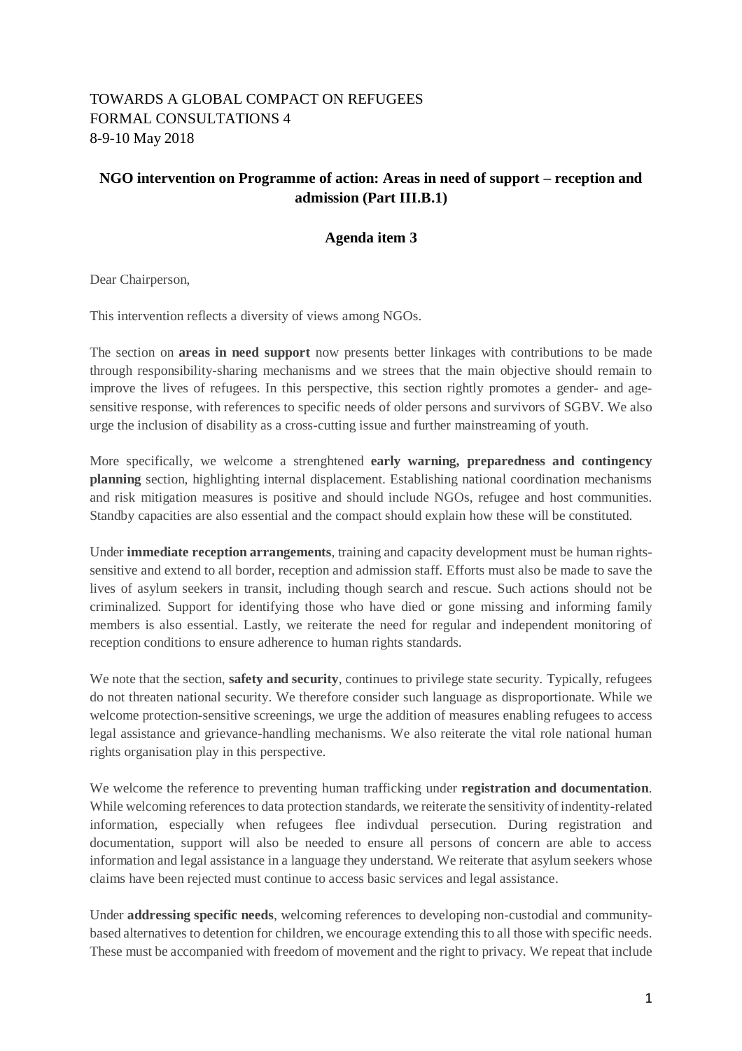TOWARDS A GLOBAL COMPACT ON REFUGEES
FORMAL CONSULTATIONS 4
8-9-10 May 2018

**NGO intervention on Programme of action: Areas in need of support – reception and admission (Part III.B.1)**

**Agenda item 3**

Dear Chairperson,

This intervention reflects a diversity of views among NGOs.

The section on **areas in need support** now presents better linkages with contributions to be made through responsibility-sharing mechanisms and we strees that the main objective should remain to improve the lives of refugees. In this perspective, this section rightly promotes a gender- and age-sensitive response, with references to specific needs of older persons and survivors of SGBV. We also urge the inclusion of disability as a cross-cutting issue and further mainstreaming of youth.

More specifically, we welcome a strenghtened **early warning, preparedness and contingency planning** section, highlighting internal displacement. Establishing national coordination mechanisms and risk mitigation measures is positive and should include NGOs, refugee and host communities. Standby capacities are also essential and the compact should explain how these will be constituted.

Under **immediate reception arrangements**, training and capacity development must be human rights-sensitive and extend to all border, reception and admission staff. Efforts must also be made to save the lives of asylum seekers in transit, including though search and rescue. Such actions should not be criminalized. Support for identifying those who have died or gone missing and informing family members is also essential. Lastly, we reiterate the need for regular and independent monitoring of reception conditions to ensure adherence to human rights standards.

We note that the section, **safety and security**, continues to privilege state security. Typically, refugees do not threaten national security. We therefore consider such language as disproportionate. While we welcome protection-sensitive screenings, we urge the addition of measures enabling refugees to access legal assistance and grievance-handling mechanisms. We also reiterate the vital role national human rights organisation play in this perspective.

We welcome the reference to preventing human trafficking under **registration and documentation**. While welcoming references to data protection standards, we reiterate the sensitivity of indentity-related information, especially when refugees flee indivdual persecution. During registration and documentation, support will also be needed to ensure all persons of concern are able to access information and legal assistance in a language they understand. We reiterate that asylum seekers whose claims have been rejected must continue to access basic services and legal assistance.

Under **addressing specific needs**, welcoming references to developing non-custodial and community-based alternatives to detention for children, we encourage extending this to all those with specific needs. These must be accompanied with freedom of movement and the right to privacy. We repeat that include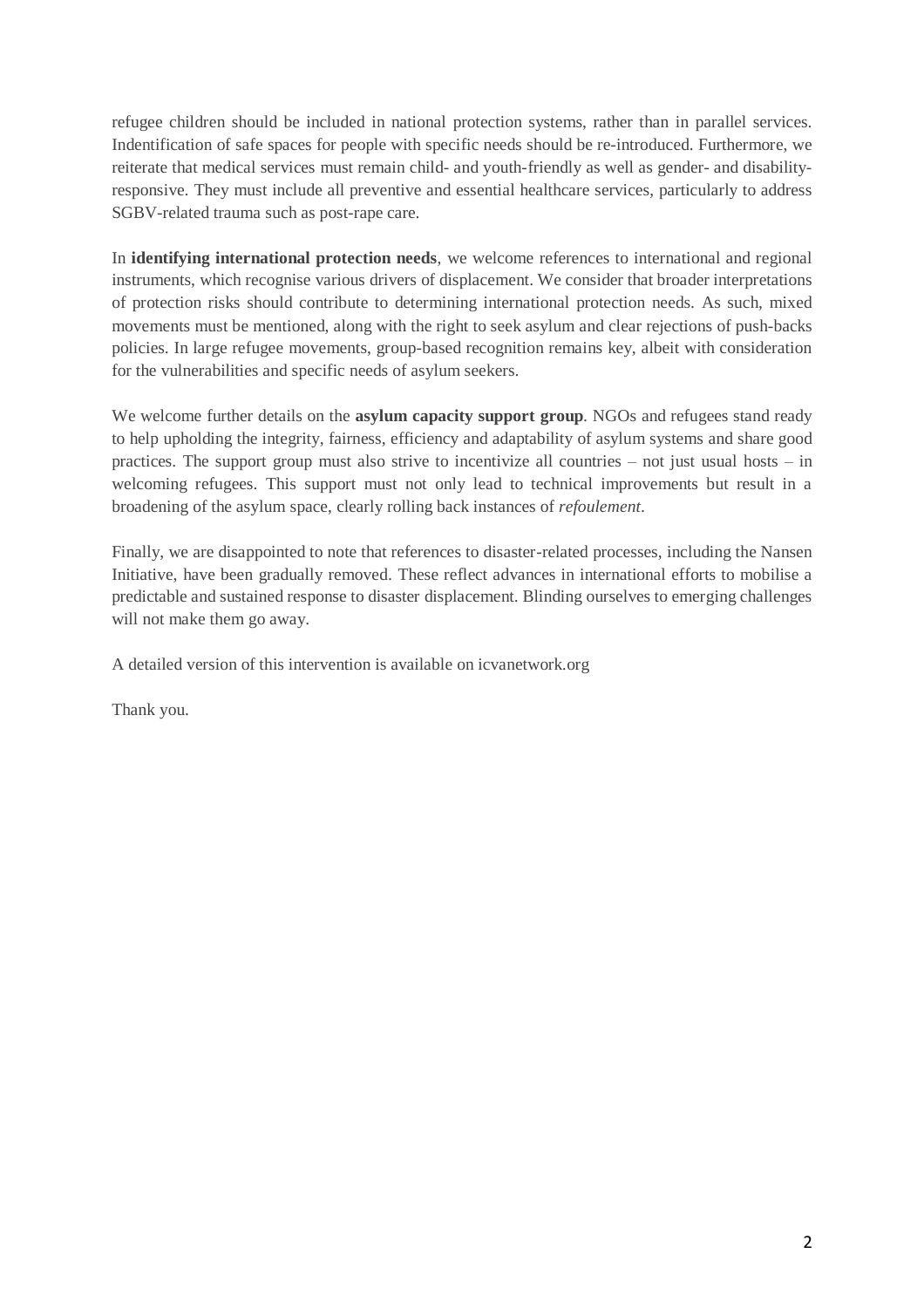refugee children should be included in national protection systems, rather than in parallel services. Indentification of safe spaces for people with specific needs should be re-introduced. Furthermore, we reiterate that medical services must remain child- and youth-friendly as well as gender- and disability-responsive. They must include all preventive and essential healthcare services, particularly to address SGBV-related trauma such as post-rape care.

In **identifying international protection needs**, we welcome references to international and regional instruments, which recognise various drivers of displacement. We consider that broader interpretations of protection risks should contribute to determining international protection needs. As such, mixed movements must be mentioned, along with the right to seek asylum and clear rejections of push-backs policies. In large refugee movements, group-based recognition remains key, albeit with consideration for the vulnerabilities and specific needs of asylum seekers.

We welcome further details on the **asylum capacity support group**. NGOs and refugees stand ready to help upholding the integrity, fairness, efficiency and adaptability of asylum systems and share good practices. The support group must also strive to incentivize all countries – not just usual hosts – in welcoming refugees. This support must not only lead to technical improvements but result in a broadening of the asylum space, clearly rolling back instances of *refoulement*.

Finally, we are disappointed to note that references to disaster-related processes, including the Nansen Initiative, have been gradually removed. These reflect advances in international efforts to mobilise a predictable and sustained response to disaster displacement. Blinding ourselves to emerging challenges will not make them go away.

A detailed version of this intervention is available on icvanetwork.org

Thank you.